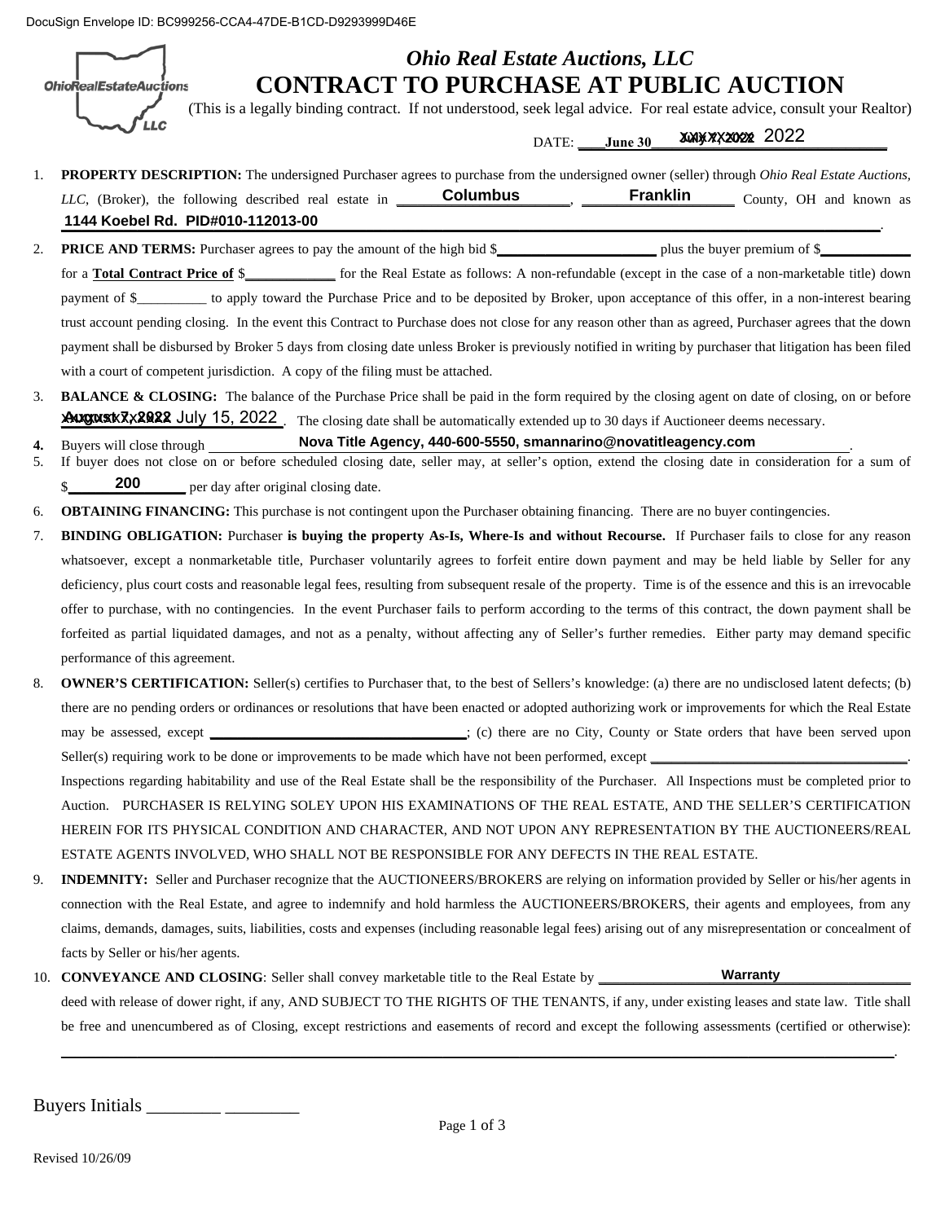DocuSign Envelope ID: BC999256-CCA4-47DE-B1CD-D9293999D46E

OhioRealEstateAuctions LLC

# *Ohio Real Estate Auctions, LLC*

# CONTRACT TO PURCHASE AT PUBLIC AUCTION

(This is a legally binding contract. If not understood, seek legal advice. For real estate advice, consult your Realtor)

DATE: ___June 30___ ~~July X, 2022~~ 2022

1. **PROPERTY DESCRIPTION:** The undersigned Purchaser agrees to purchase from the undersigned owner (seller) through *Ohio Real Estate Auctions, LLC*, (Broker), the following described real estate in ______Columbus______, ______Franklin______ County, OH and known as 1144 Koebel Rd. PID#010-112013-00.

2. **PRICE AND TERMS:** Purchaser agrees to pay the amount of the high bid $______________ plus the buyer premium of $____________ for a **Total Contract Price of** $____________ for the Real Estate as follows: A non-refundable (except in the case of a non-marketable title) down payment of $__________ to apply toward the Purchase Price and to be deposited by Broker, upon acceptance of this offer, in a non-interest bearing trust account pending closing. In the event this Contract to Purchase does not close for any reason other than as agreed, Purchaser agrees that the down payment shall be disbursed by Broker 5 days from closing date unless Broker is previously notified in writing by purchaser that litigation has been filed with a court of competent jurisdiction. A copy of the filing must be attached.

3. **BALANCE & CLOSING:** The balance of the Purchase Price shall be paid in the form required by the closing agent on date of closing, on or before ~~August X, 2022~~ July 15, 2022. The closing date shall be automatically extended up to 30 days if Auctioneer deems necessary.

4. Buyers will close through Nova Title Agency, 440-600-5550, smannarino@novatitleagency.com.

5. If buyer does not close on or before scheduled closing date, seller may, at seller's option, extend the closing date in consideration for a sum of $____200____ per day after original closing date.

6. **OBTAINING FINANCING:** This purchase is not contingent upon the Purchaser obtaining financing. There are no buyer contingencies.

7. **BINDING OBLIGATION:** Purchaser **is buying the property As-Is, Where-Is and without Recourse.** If Purchaser fails to close for any reason whatsoever, except a nonmarketable title, Purchaser voluntarily agrees to forfeit entire down payment and may be held liable by Seller for any deficiency, plus court costs and reasonable legal fees, resulting from subsequent resale of the property. Time is of the essence and this is an irrevocable offer to purchase, with no contingencies. In the event Purchaser fails to perform according to the terms of this contract, the down payment shall be forfeited as partial liquidated damages, and not as a penalty, without affecting any of Seller's further remedies. Either party may demand specific performance of this agreement.

8. **OWNER'S CERTIFICATION:** Seller(s) certifies to Purchaser that, to the best of Sellers's knowledge: (a) there are no undisclosed latent defects; (b) there are no pending orders or ordinances or resolutions that have been enacted or adopted authorizing work or improvements for which the Real Estate may be assessed, except ______________________; (c) there are no City, County or State orders that have been served upon Seller(s) requiring work to be done or improvements to be made which have not been performed, except ______________________. Inspections regarding habitability and use of the Real Estate shall be the responsibility of the Purchaser. All Inspections must be completed prior to Auction. PURCHASER IS RELYING SOLEY UPON HIS EXAMINATIONS OF THE REAL ESTATE, AND THE SELLER'S CERTIFICATION HEREIN FOR ITS PHYSICAL CONDITION AND CHARACTER, AND NOT UPON ANY REPRESENTATION BY THE AUCTIONEERS/REAL ESTATE AGENTS INVOLVED, WHO SHALL NOT BE RESPONSIBLE FOR ANY DEFECTS IN THE REAL ESTATE.

9. **INDEMNITY:** Seller and Purchaser recognize that the AUCTIONEERS/BROKERS are relying on information provided by Seller or his/her agents in connection with the Real Estate, and agree to indemnify and hold harmless the AUCTIONEERS/BROKERS, their agents and employees, from any claims, demands, damages, suits, liabilities, costs and expenses (including reasonable legal fees) arising out of any misrepresentation or concealment of facts by Seller or his/her agents.

10. **CONVEYANCE AND CLOSING**: Seller shall convey marketable title to the Real Estate by ________Warranty________ deed with release of dower right, if any, AND SUBJECT TO THE RIGHTS OF THE TENANTS, if any, under existing leases and state law. Title shall be free and unencumbered as of Closing, except restrictions and easements of record and except the following assessments (certified or otherwise): ______________________________________________.

Buyers Initials ________ ________

Revised 10/26/09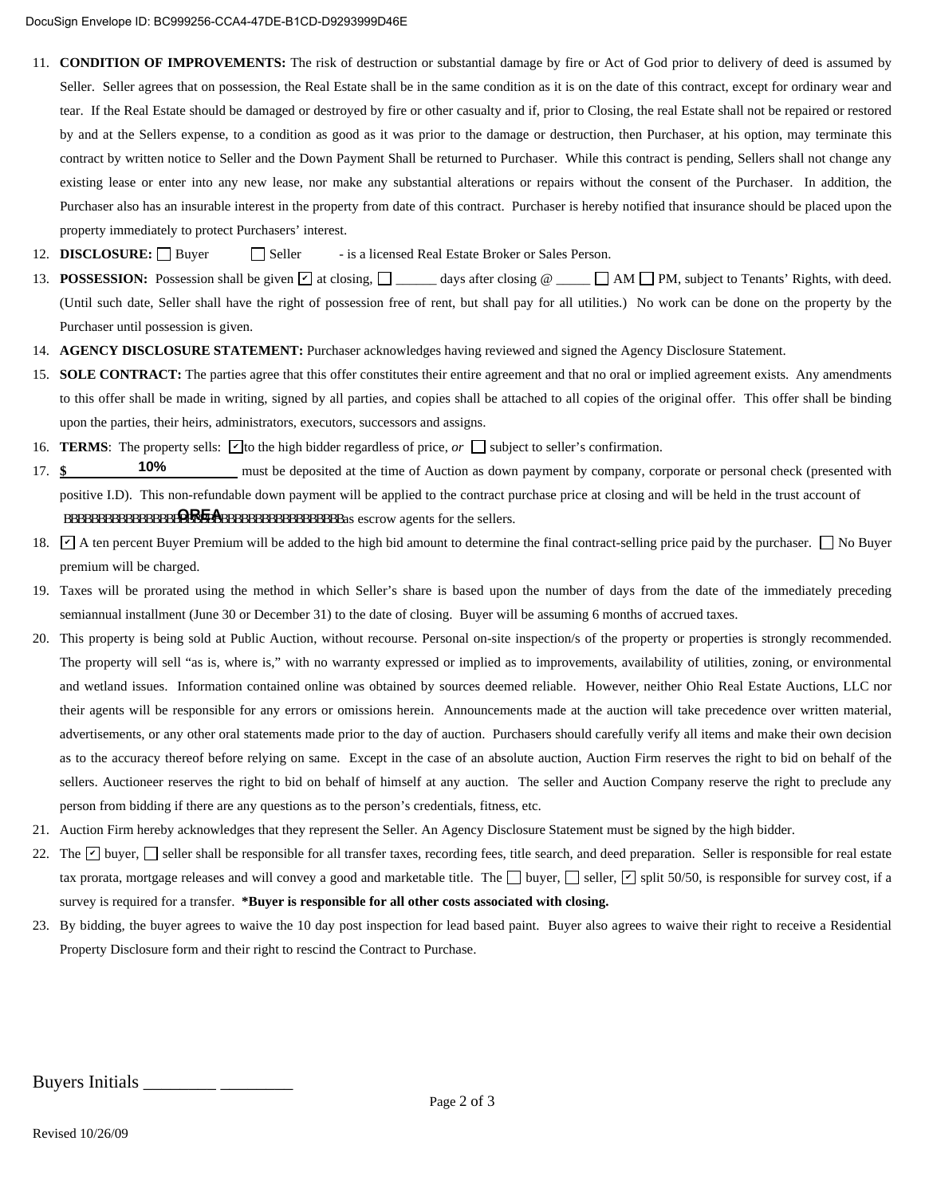11. **CONDITION OF IMPROVEMENTS:** The risk of destruction or substantial damage by fire or Act of God prior to delivery of deed is assumed by Seller. Seller agrees that on possession, the Real Estate shall be in the same condition as it is on the date of this contract, except for ordinary wear and tear. If the Real Estate should be damaged or destroyed by fire or other casualty and if, prior to Closing, the real Estate shall not be repaired or restored by and at the Sellers expense, to a condition as good as it was prior to the damage or destruction, then Purchaser, at his option, may terminate this contract by written notice to Seller and the Down Payment Shall be returned to Purchaser. While this contract is pending, Sellers shall not change any existing lease or enter into any new lease, nor make any substantial alterations or repairs without the consent of the Purchaser. In addition, the Purchaser also has an insurable interest in the property from date of this contract. Purchaser is hereby notified that insurance should be placed upon the property immediately to protect Purchasers' interest.
12. **DISCLOSURE:** ☐ Buyer ☐ Seller - is a licensed Real Estate Broker or Sales Person.
13. **POSSESSION:** Possession shall be given ☑ at closing, ☐ ______ days after closing @ _____ ☐ AM ☐ PM, subject to Tenants' Rights, with deed. (Until such date, Seller shall have the right of possession free of rent, but shall pay for all utilities.) No work can be done on the property by the Purchaser until possession is given.
14. **AGENCY DISCLOSURE STATEMENT:** Purchaser acknowledges having reviewed and signed the Agency Disclosure Statement.
15. **SOLE CONTRACT:** The parties agree that this offer constitutes their entire agreement and that no oral or implied agreement exists. Any amendments to this offer shall be made in writing, signed by all parties, and copies shall be attached to all copies of the original offer. This offer shall be binding upon the parties, their heirs, administrators, executors, successors and assigns.
16. **TERMS**: The property sells: ☑ to the high bidder regardless of price, *or* ☐ subject to seller's confirmation.
17. **$** 10% must be deposited at the time of Auction as down payment by company, corporate or personal check (presented with positive I.D). This non-refundable down payment will be applied to the contract purchase price at closing and will be held in the trust account of OREA as escrow agents for the sellers.
18. ☑ A ten percent Buyer Premium will be added to the high bid amount to determine the final contract-selling price paid by the purchaser. ☐ No Buyer premium will be charged.
19. Taxes will be prorated using the method in which Seller's share is based upon the number of days from the date of the immediately preceding semiannual installment (June 30 or December 31) to the date of closing. Buyer will be assuming 6 months of accrued taxes.
20. This property is being sold at Public Auction, without recourse. Personal on-site inspection/s of the property or properties is strongly recommended. The property will sell "as is, where is," with no warranty expressed or implied as to improvements, availability of utilities, zoning, or environmental and wetland issues. Information contained online was obtained by sources deemed reliable. However, neither Ohio Real Estate Auctions, LLC nor their agents will be responsible for any errors or omissions herein. Announcements made at the auction will take precedence over written material, advertisements, or any other oral statements made prior to the day of auction. Purchasers should carefully verify all items and make their own decision as to the accuracy thereof before relying on same. Except in the case of an absolute auction, Auction Firm reserves the right to bid on behalf of the sellers. Auctioneer reserves the right to bid on behalf of himself at any auction. The seller and Auction Company reserve the right to preclude any person from bidding if there are any questions as to the person's credentials, fitness, etc.
21. Auction Firm hereby acknowledges that they represent the Seller. An Agency Disclosure Statement must be signed by the high bidder.
22. The ☑ buyer, ☐ seller shall be responsible for all transfer taxes, recording fees, title search, and deed preparation. Seller is responsible for real estate tax prorata, mortgage releases and will convey a good and marketable title. The ☐ buyer, ☐ seller, ☑ split 50/50, is responsible for survey cost, if a survey is required for a transfer. ***Buyer is responsible for all other costs associated with closing.**
23. By bidding, the buyer agrees to waive the 10 day post inspection for lead based paint. Buyer also agrees to waive their right to receive a Residential Property Disclosure form and their right to rescind the Contract to Purchase.

Buyers Initials ________ ________

Revised 10/26/09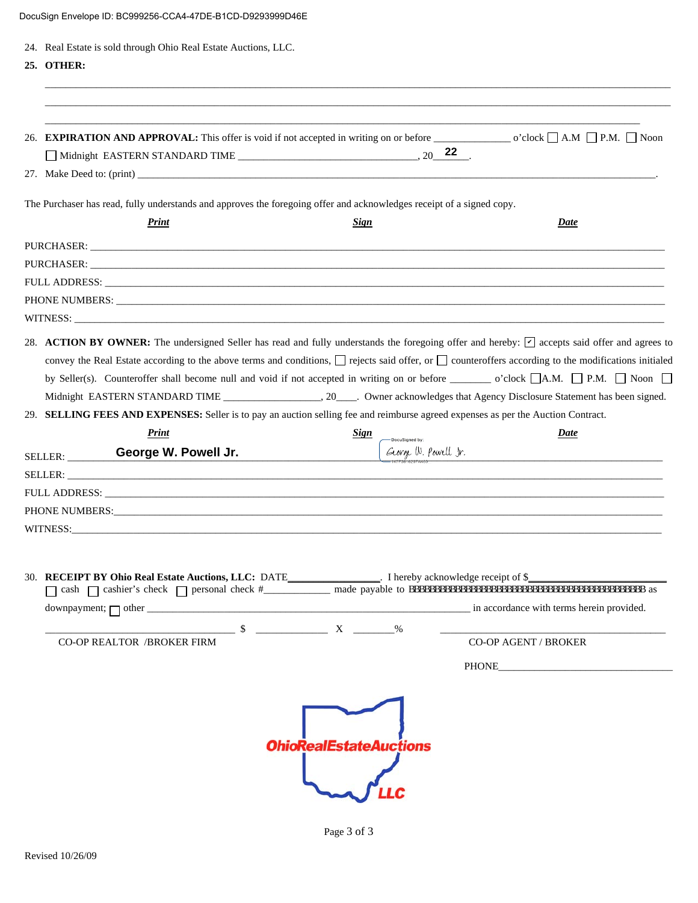DocuSign Envelope ID: BC999256-CCA4-47DE-B1CD-D9293999D46E

24. Real Estate is sold through Ohio Real Estate Auctions, LLC.

25. **OTHER:**

_______________________________________________________________________________

_______________________________________________________________________________

_______________________________________________________________________________

26. **EXPIRATION AND APPROVAL:** This offer is void if not accepted in writing on or before ______________ o'clock ☐ A.M ☐ P.M. ☐ Noon ☐ Midnight EASTERN STANDARD TIME ________________________________, 20 22 .

27. Make Deed to: (print) _______________________________________________________________________________.

The Purchaser has read, fully understands and approves the foregoing offer and acknowledges receipt of a signed copy.

| | ***Print*** | ***Sign*** | ***Date*** |
|---|---|---|---|
| PURCHASER: | | | |
| PURCHASER: | | | |
| FULL ADDRESS: | | | |
| PHONE NUMBERS: | | | |
| WITNESS: | | | |

28. **ACTION BY OWNER:** The undersigned Seller has read and fully understands the foregoing offer and hereby: ☑ accepts said offer and agrees to convey the Real Estate according to the above terms and conditions, ☐ rejects said offer, or ☐ counteroffers according to the modifications initialed by Seller(s). Counteroffer shall become null and void if not accepted in writing on or before _______ o'clock ☐ A.M. ☐ P.M. ☐ Noon ☐ Midnight EASTERN STANDARD TIME __________________, 20____. Owner acknowledges that Agency Disclosure Statement has been signed.

29. **SELLING FEES AND EXPENSES:** Seller is to pay an auction selling fee and reimburse agreed expenses as per the Auction Contract.

| | ***Print*** | ***Sign*** | ***Date*** |
|---|---|---|---|
| SELLER: | **George W. Powell Jr.** | DocuSigned by: George W. Powell Jr. | |
| SELLER: | | | |
| FULL ADDRESS: | | | |
| PHONE NUMBERS: | | | |
| WITNESS: | | | |

30. **RECEIPT BY Ohio Real Estate Auctions, LLC:** DATE_________________. I hereby acknowledge receipt of $__________________________ ☐ cash ☐ cashier's check ☐ personal check #____________ made payable to BBBBBBBBBBBBBBBBBBBBBBBBBBBBBBBBBBBBBBBBBBBBBBB as downpayment; ☐ other ____________________________________________ in accordance with terms herein provided.

______________________________ $ ____________ X _______% ______________________________

CO-OP REALTOR /BROKER FIRM &nbsp;&nbsp;&nbsp;&nbsp;&nbsp;&nbsp;&nbsp;&nbsp;&nbsp;&nbsp;&nbsp;&nbsp;&nbsp;&nbsp;&nbsp;&nbsp;&nbsp;&nbsp;&nbsp;&nbsp; CO-OP AGENT / BROKER

PHONE______________________________

OhioRealEstateAuctions LLC

Revised 10/26/09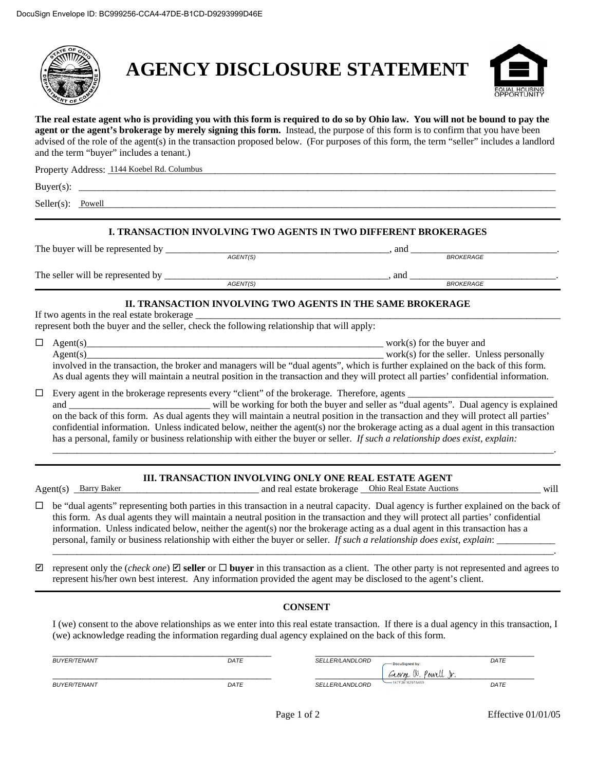DocuSign Envelope ID: BC999256-CCA4-47DE-B1CD-D9293999D46E

# AGENCY DISCLOSURE STATEMENT

**The real estate agent who is providing you with this form is required to do so by Ohio law. You will not be bound to pay the agent or the agent's brokerage by merely signing this form.** Instead, the purpose of this form is to confirm that you have been advised of the role of the agent(s) in the transaction proposed below. (For purposes of this form, the term "seller" includes a landlord and the term "buyer" includes a tenant.)

Property Address: 1144 Koebel Rd. Columbus

Buyer(s): ____________________

Seller(s): Powell

## I. TRANSACTION INVOLVING TWO AGENTS IN TWO DIFFERENT BROKERAGES

The buyer will be represented by ____________________ (AGENT(S)), and ____________________ (BROKERAGE).

The seller will be represented by ____________________ (AGENT(S)), and ____________________ (BROKERAGE).

## II. TRANSACTION INVOLVING TWO AGENTS IN THE SAME BROKERAGE

If two agents in the real estate brokerage ____________________ represent both the buyer and the seller, check the following relationship that will apply:

☐ Agent(s)____________________ work(s) for the buyer and Agent(s)____________________ work(s) for the seller. Unless personally involved in the transaction, the broker and managers will be "dual agents", which is further explained on the back of this form. As dual agents they will maintain a neutral position in the transaction and they will protect all parties' confidential information.

☐ Every agent in the brokerage represents every "client" of the brokerage. Therefore, agents ____________________ and ____________________ will be working for both the buyer and seller as "dual agents". Dual agency is explained on the back of this form. As dual agents they will maintain a neutral position in the transaction and they will protect all parties' confidential information. Unless indicated below, neither the agent(s) nor the brokerage acting as a dual agent in this transaction has a personal, family or business relationship with either the buyer or seller. *If such a relationship does exist, explain:* ____________________.

## III. TRANSACTION INVOLVING ONLY ONE REAL ESTATE AGENT

Agent(s) Barry Baker and real estate brokerage Ohio Real Estate Auctions will

☐ be "dual agents" representing both parties in this transaction in a neutral capacity. Dual agency is further explained on the back of this form. As dual agents they will maintain a neutral position in the transaction and they will protect all parties' confidential information. Unless indicated below, neither the agent(s) nor the brokerage acting as a dual agent in this transaction has a personal, family or business relationship with either the buyer or seller. *If such a relationship does exist, explain*: ____________________.

☑ represent only the (*check one*) ☑ **seller** or ☐ **buyer** in this transaction as a client. The other party is not represented and agrees to represent his/her own best interest. Any information provided the agent may be disclosed to the agent's client.

## CONSENT

I (we) consent to the above relationships as we enter into this real estate transaction. If there is a dual agency in this transaction, I (we) acknowledge reading the information regarding dual agency explained on the back of this form.

| | | | |
|---|---|---|---|
| BUYER/TENANT | DATE | SELLER/LANDLORD | DATE |
| BUYER/TENANT | DATE | SELLER/LANDLORD — DocuSigned by: George W. Powell Jr. (147F3616297A469) | DATE |

Effective 01/01/05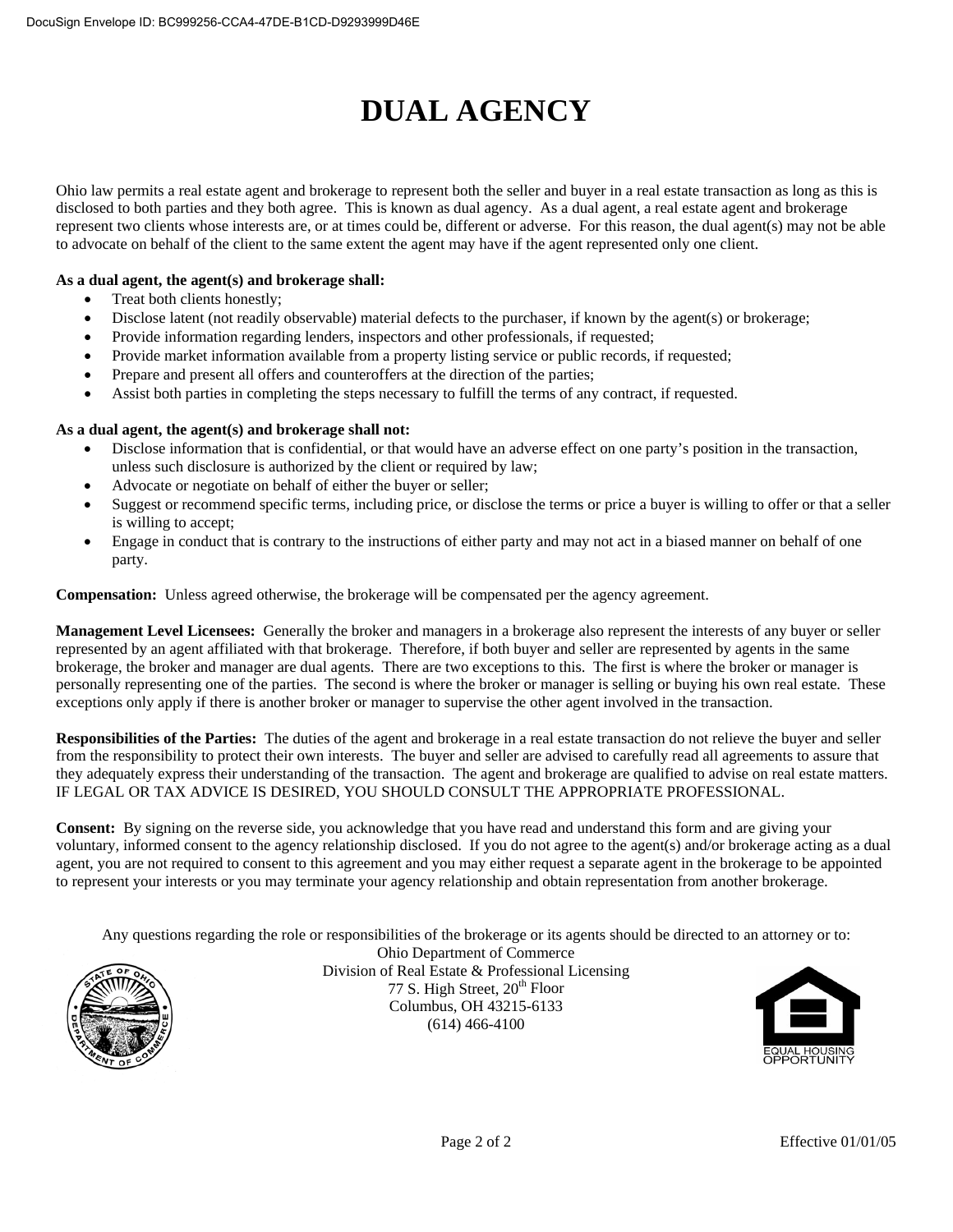# DUAL AGENCY

Ohio law permits a real estate agent and brokerage to represent both the seller and buyer in a real estate transaction as long as this is disclosed to both parties and they both agree. This is known as dual agency. As a dual agent, a real estate agent and brokerage represent two clients whose interests are, or at times could be, different or adverse. For this reason, the dual agent(s) may not be able to advocate on behalf of the client to the same extent the agent may have if the agent represented only one client.

**As a dual agent, the agent(s) and brokerage shall:**

- Treat both clients honestly;
- Disclose latent (not readily observable) material defects to the purchaser, if known by the agent(s) or brokerage;
- Provide information regarding lenders, inspectors and other professionals, if requested;
- Provide market information available from a property listing service or public records, if requested;
- Prepare and present all offers and counteroffers at the direction of the parties;
- Assist both parties in completing the steps necessary to fulfill the terms of any contract, if requested.

**As a dual agent, the agent(s) and brokerage shall not:**

- Disclose information that is confidential, or that would have an adverse effect on one party's position in the transaction, unless such disclosure is authorized by the client or required by law;
- Advocate or negotiate on behalf of either the buyer or seller;
- Suggest or recommend specific terms, including price, or disclose the terms or price a buyer is willing to offer or that a seller is willing to accept;
- Engage in conduct that is contrary to the instructions of either party and may not act in a biased manner on behalf of one party.

**Compensation:** Unless agreed otherwise, the brokerage will be compensated per the agency agreement.

**Management Level Licensees:** Generally the broker and managers in a brokerage also represent the interests of any buyer or seller represented by an agent affiliated with that brokerage. Therefore, if both buyer and seller are represented by agents in the same brokerage, the broker and manager are dual agents. There are two exceptions to this. The first is where the broker or manager is personally representing one of the parties. The second is where the broker or manager is selling or buying his own real estate. These exceptions only apply if there is another broker or manager to supervise the other agent involved in the transaction.

**Responsibilities of the Parties:** The duties of the agent and brokerage in a real estate transaction do not relieve the buyer and seller from the responsibility to protect their own interests. The buyer and seller are advised to carefully read all agreements to assure that they adequately express their understanding of the transaction. The agent and brokerage are qualified to advise on real estate matters. IF LEGAL OR TAX ADVICE IS DESIRED, YOU SHOULD CONSULT THE APPROPRIATE PROFESSIONAL.

**Consent:** By signing on the reverse side, you acknowledge that you have read and understand this form and are giving your voluntary, informed consent to the agency relationship disclosed. If you do not agree to the agent(s) and/or brokerage acting as a dual agent, you are not required to consent to this agreement and you may either request a separate agent in the brokerage to be appointed to represent your interests or you may terminate your agency relationship and obtain representation from another brokerage.

Any questions regarding the role or responsibilities of the brokerage or its agents should be directed to an attorney or to:

Ohio Department of Commerce
Division of Real Estate & Professional Licensing
77 S. High Street, 20th Floor
Columbus, OH 43215-6133
(614) 466-4100

Effective 01/01/05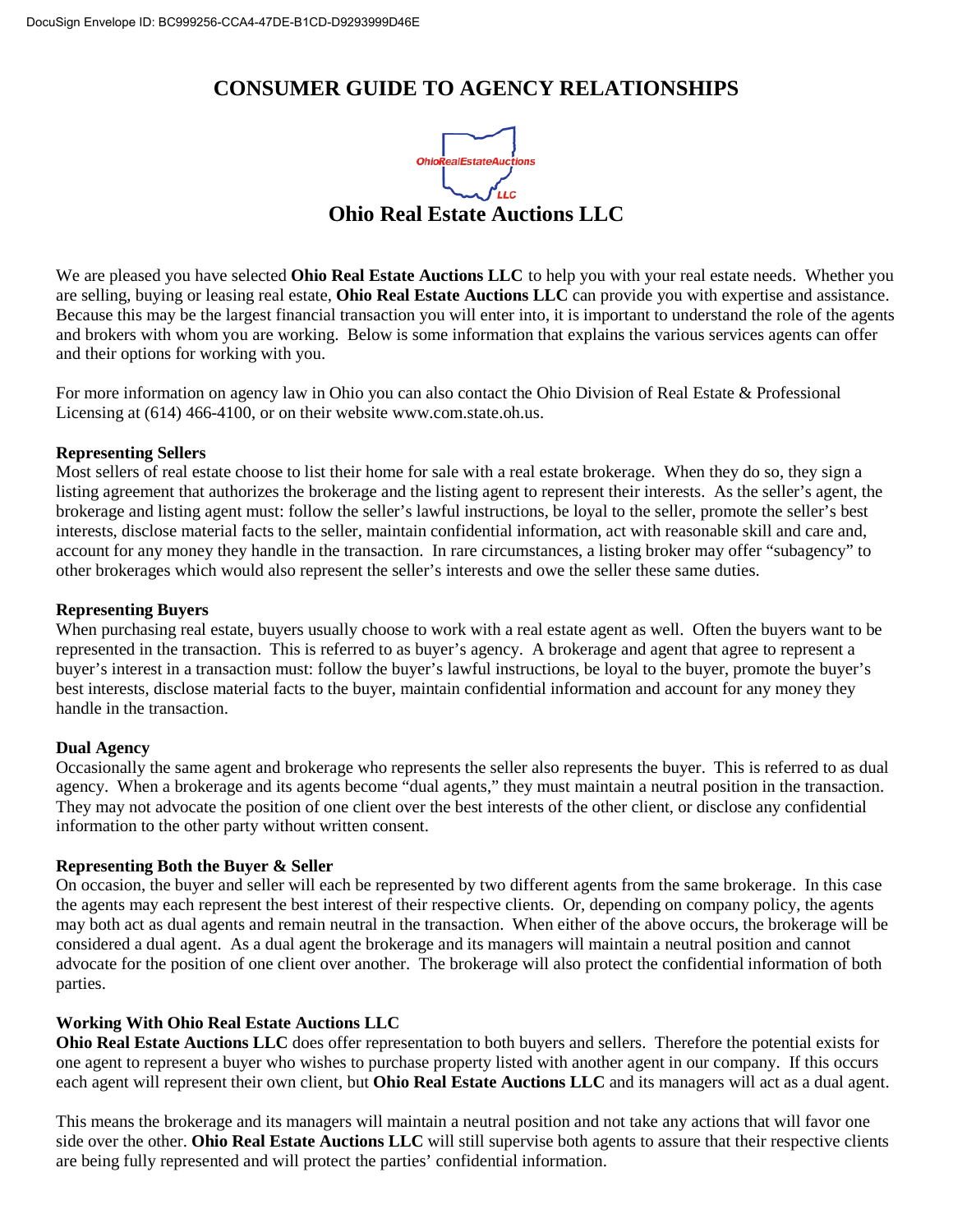# CONSUMER GUIDE TO AGENCY RELATIONSHIPS

## Ohio Real Estate Auctions LLC

We are pleased you have selected **Ohio Real Estate Auctions LLC** to help you with your real estate needs. Whether you are selling, buying or leasing real estate, **Ohio Real Estate Auctions LLC** can provide you with expertise and assistance. Because this may be the largest financial transaction you will enter into, it is important to understand the role of the agents and brokers with whom you are working. Below is some information that explains the various services agents can offer and their options for working with you.

For more information on agency law in Ohio you can also contact the Ohio Division of Real Estate & Professional Licensing at (614) 466-4100, or on their website www.com.state.oh.us.

**Representing Sellers**

Most sellers of real estate choose to list their home for sale with a real estate brokerage. When they do so, they sign a listing agreement that authorizes the brokerage and the listing agent to represent their interests. As the seller's agent, the brokerage and listing agent must: follow the seller's lawful instructions, be loyal to the seller, promote the seller's best interests, disclose material facts to the seller, maintain confidential information, act with reasonable skill and care and, account for any money they handle in the transaction. In rare circumstances, a listing broker may offer "subagency" to other brokerages which would also represent the seller's interests and owe the seller these same duties.

**Representing Buyers**

When purchasing real estate, buyers usually choose to work with a real estate agent as well. Often the buyers want to be represented in the transaction. This is referred to as buyer's agency. A brokerage and agent that agree to represent a buyer's interest in a transaction must: follow the buyer's lawful instructions, be loyal to the buyer, promote the buyer's best interests, disclose material facts to the buyer, maintain confidential information and account for any money they handle in the transaction.

**Dual Agency**

Occasionally the same agent and brokerage who represents the seller also represents the buyer. This is referred to as dual agency. When a brokerage and its agents become "dual agents," they must maintain a neutral position in the transaction. They may not advocate the position of one client over the best interests of the other client, or disclose any confidential information to the other party without written consent.

**Representing Both the Buyer & Seller**

On occasion, the buyer and seller will each be represented by two different agents from the same brokerage. In this case the agents may each represent the best interest of their respective clients. Or, depending on company policy, the agents may both act as dual agents and remain neutral in the transaction. When either of the above occurs, the brokerage will be considered a dual agent. As a dual agent the brokerage and its managers will maintain a neutral position and cannot advocate for the position of one client over another. The brokerage will also protect the confidential information of both parties.

**Working With Ohio Real Estate Auctions LLC**

**Ohio Real Estate Auctions LLC** does offer representation to both buyers and sellers. Therefore the potential exists for one agent to represent a buyer who wishes to purchase property listed with another agent in our company. If this occurs each agent will represent their own client, but **Ohio Real Estate Auctions LLC** and its managers will act as a dual agent.

This means the brokerage and its managers will maintain a neutral position and not take any actions that will favor one side over the other. **Ohio Real Estate Auctions LLC** will still supervise both agents to assure that their respective clients are being fully represented and will protect the parties' confidential information.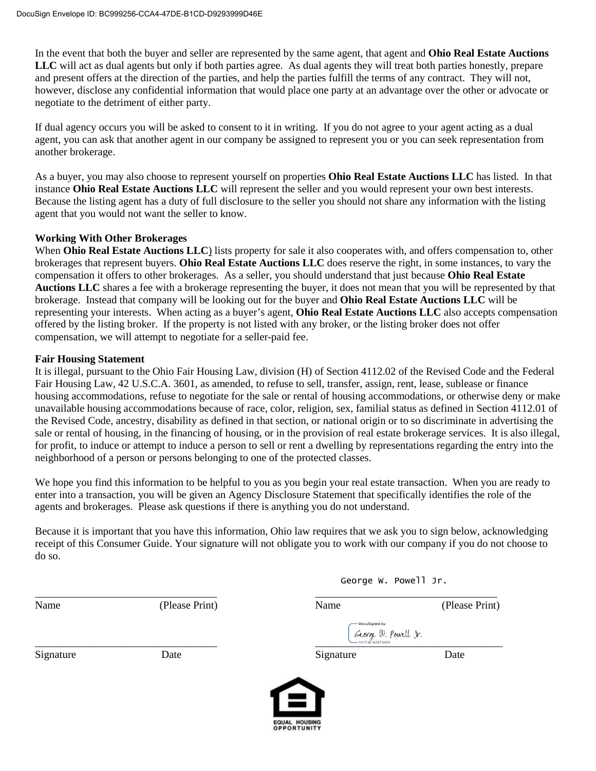In the event that both the buyer and seller are represented by the same agent, that agent and **Ohio Real Estate Auctions LLC** will act as dual agents but only if both parties agree. As dual agents they will treat both parties honestly, prepare and present offers at the direction of the parties, and help the parties fulfill the terms of any contract. They will not, however, disclose any confidential information that would place one party at an advantage over the other or advocate or negotiate to the detriment of either party.

If dual agency occurs you will be asked to consent to it in writing. If you do not agree to your agent acting as a dual agent, you can ask that another agent in our company be assigned to represent you or you can seek representation from another brokerage.

As a buyer, you may also choose to represent yourself on properties **Ohio Real Estate Auctions LLC** has listed. In that instance **Ohio Real Estate Auctions LLC** will represent the seller and you would represent your own best interests. Because the listing agent has a duty of full disclosure to the seller you should not share any information with the listing agent that you would not want the seller to know.

**Working With Other Brokerages**

When **Ohio Real Estate Auctions LLC**) lists property for sale it also cooperates with, and offers compensation to, other brokerages that represent buyers. **Ohio Real Estate Auctions LLC** does reserve the right, in some instances, to vary the compensation it offers to other brokerages. As a seller, you should understand that just because **Ohio Real Estate Auctions LLC** shares a fee with a brokerage representing the buyer, it does not mean that you will be represented by that brokerage. Instead that company will be looking out for the buyer and **Ohio Real Estate Auctions LLC** will be representing your interests. When acting as a buyer's agent, **Ohio Real Estate Auctions LLC** also accepts compensation offered by the listing broker. If the property is not listed with any broker, or the listing broker does not offer compensation, we will attempt to negotiate for a seller-paid fee.

**Fair Housing Statement**

It is illegal, pursuant to the Ohio Fair Housing Law, division (H) of Section 4112.02 of the Revised Code and the Federal Fair Housing Law, 42 U.S.C.A. 3601, as amended, to refuse to sell, transfer, assign, rent, lease, sublease or finance housing accommodations, refuse to negotiate for the sale or rental of housing accommodations, or otherwise deny or make unavailable housing accommodations because of race, color, religion, sex, familial status as defined in Section 4112.01 of the Revised Code, ancestry, disability as defined in that section, or national origin or to so discriminate in advertising the sale or rental of housing, in the financing of housing, or in the provision of real estate brokerage services. It is also illegal, for profit, to induce or attempt to induce a person to sell or rent a dwelling by representations regarding the entry into the neighborhood of a person or persons belonging to one of the protected classes.

We hope you find this information to be helpful to you as you begin your real estate transaction. When you are ready to enter into a transaction, you will be given an Agency Disclosure Statement that specifically identifies the role of the agents and brokerages. Please ask questions if there is anything you do not understand.

Because it is important that you have this information, Ohio law requires that we ask you to sign below, acknowledging receipt of this Consumer Guide. Your signature will not obligate you to work with our company if you do not choose to do so.

| | |
|---|---|
| ______________________________ | George W. Powell Jr. |
| Name (Please Print) | Name (Please Print) |
| ______________________________ | DocuSigned by: George W. Powell Jr. 147F3616297A469 |
| Signature Date | Signature Date |

EQUAL HOUSING OPPORTUNITY